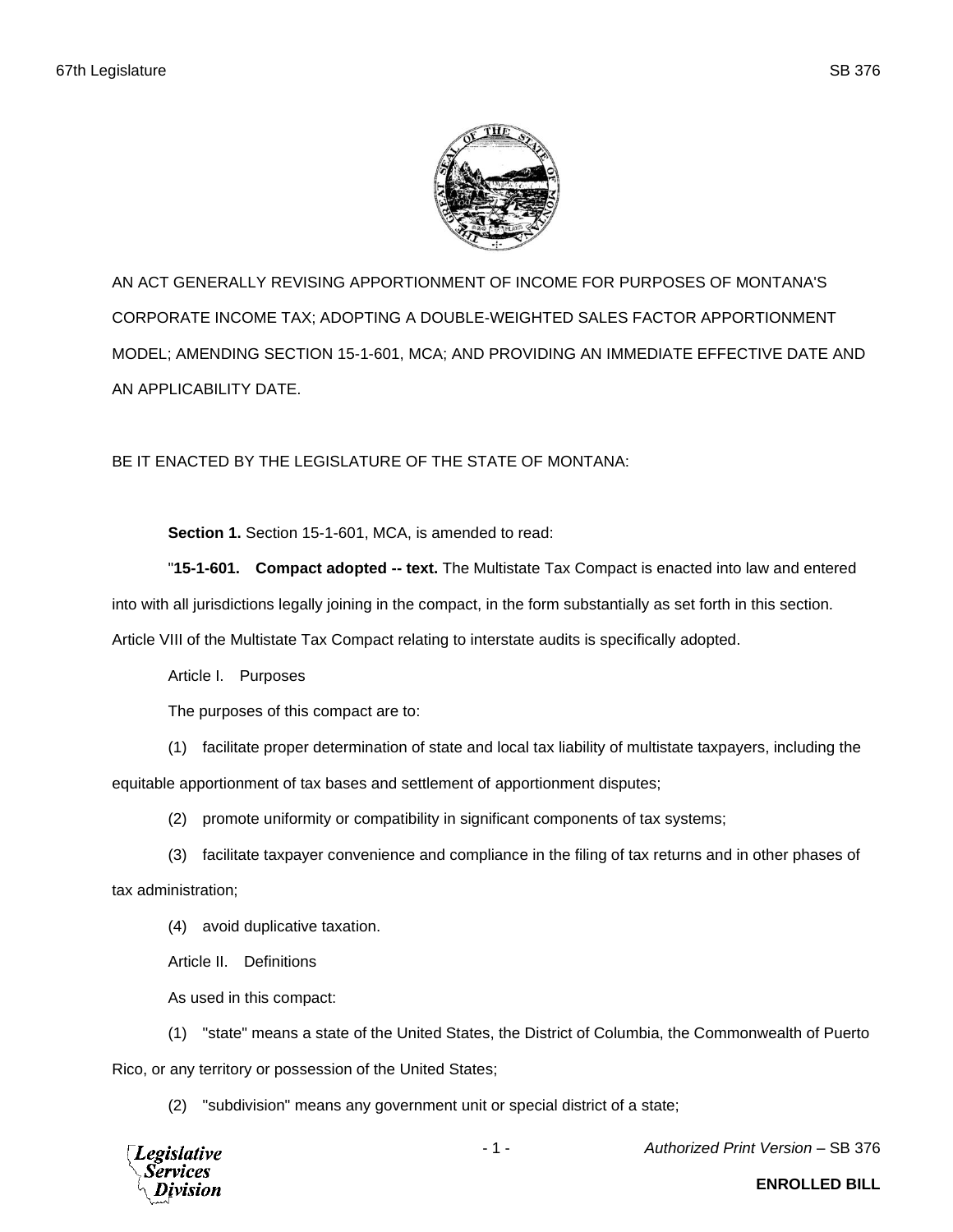AN ACT GENERALLY REVISING APPORTIONMENT OF INCOME FOR PURPOSES OF MONTANA'S CORPORATE INCOME TAX; ADOPTING A DOUBLE-WEIGHTED SALES FACTOR APPORTIONMENT MODEL; AMENDING SECTION 15-1-601, MCA; AND PROVIDING AN IMMEDIATE EFFECTIVE DATE AND AN APPLICABILITY DATE.

BE IT ENACTED BY THE LEGISLATURE OF THE STATE OF MONTANA:

**Section 1.** Section 15-1-601, MCA, is amended to read:

"**15-1-601. Compact adopted -- text.** The Multistate Tax Compact is enacted into law and entered into with all jurisdictions legally joining in the compact, in the form substantially as set forth in this section. Article VIII of the Multistate Tax Compact relating to interstate audits is specifically adopted.

Article I. Purposes

The purposes of this compact are to:

(1) facilitate proper determination of state and local tax liability of multistate taxpayers, including the equitable apportionment of tax bases and settlement of apportionment disputes;

(2) promote uniformity or compatibility in significant components of tax systems;

(3) facilitate taxpayer convenience and compliance in the filing of tax returns and in other phases of tax administration;

(4) avoid duplicative taxation.

Article II. Definitions

As used in this compact:

(1) "state" means a state of the United States, the District of Columbia, the Commonwealth of Puerto Rico, or any territory or possession of the United States;

(2) "subdivision" means any government unit or special district of a state;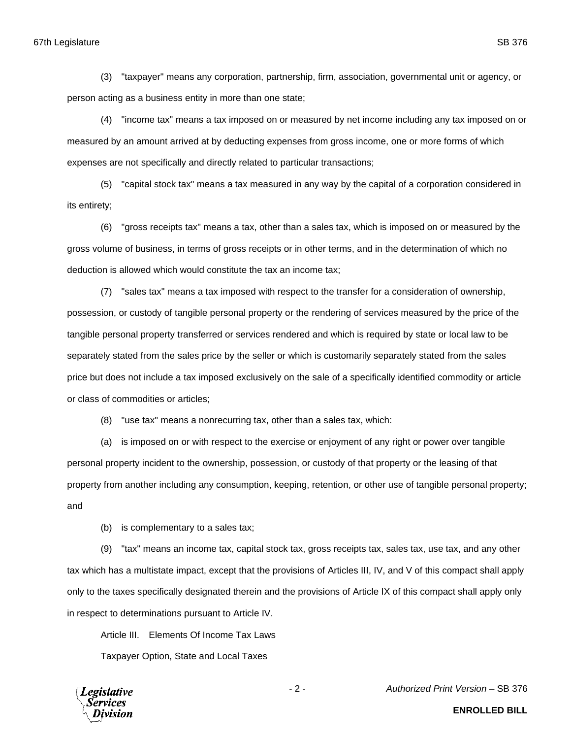(3) "taxpayer" means any corporation, partnership, firm, association, governmental unit or agency, or person acting as a business entity in more than one state;

(4) "income tax" means a tax imposed on or measured by net income including any tax imposed on or measured by an amount arrived at by deducting expenses from gross income, one or more forms of which expenses are not specifically and directly related to particular transactions;

(5) "capital stock tax" means a tax measured in any way by the capital of a corporation considered in its entirety;

(6) "gross receipts tax" means a tax, other than a sales tax, which is imposed on or measured by the gross volume of business, in terms of gross receipts or in other terms, and in the determination of which no deduction is allowed which would constitute the tax an income tax;

(7) "sales tax" means a tax imposed with respect to the transfer for a consideration of ownership, possession, or custody of tangible personal property or the rendering of services measured by the price of the tangible personal property transferred or services rendered and which is required by state or local law to be separately stated from the sales price by the seller or which is customarily separately stated from the sales price but does not include a tax imposed exclusively on the sale of a specifically identified commodity or article or class of commodities or articles;

(8) "use tax" means a nonrecurring tax, other than a sales tax, which:

(a) is imposed on or with respect to the exercise or enjoyment of any right or power over tangible personal property incident to the ownership, possession, or custody of that property or the leasing of that property from another including any consumption, keeping, retention, or other use of tangible personal property; and

(b) is complementary to a sales tax;

(9) "tax" means an income tax, capital stock tax, gross receipts tax, sales tax, use tax, and any other tax which has a multistate impact, except that the provisions of Articles III, IV, and V of this compact shall apply only to the taxes specifically designated therein and the provisions of Article IX of this compact shall apply only in respect to determinations pursuant to Article IV.

Article III. Elements Of Income Tax Laws

Taxpayer Option, State and Local Taxes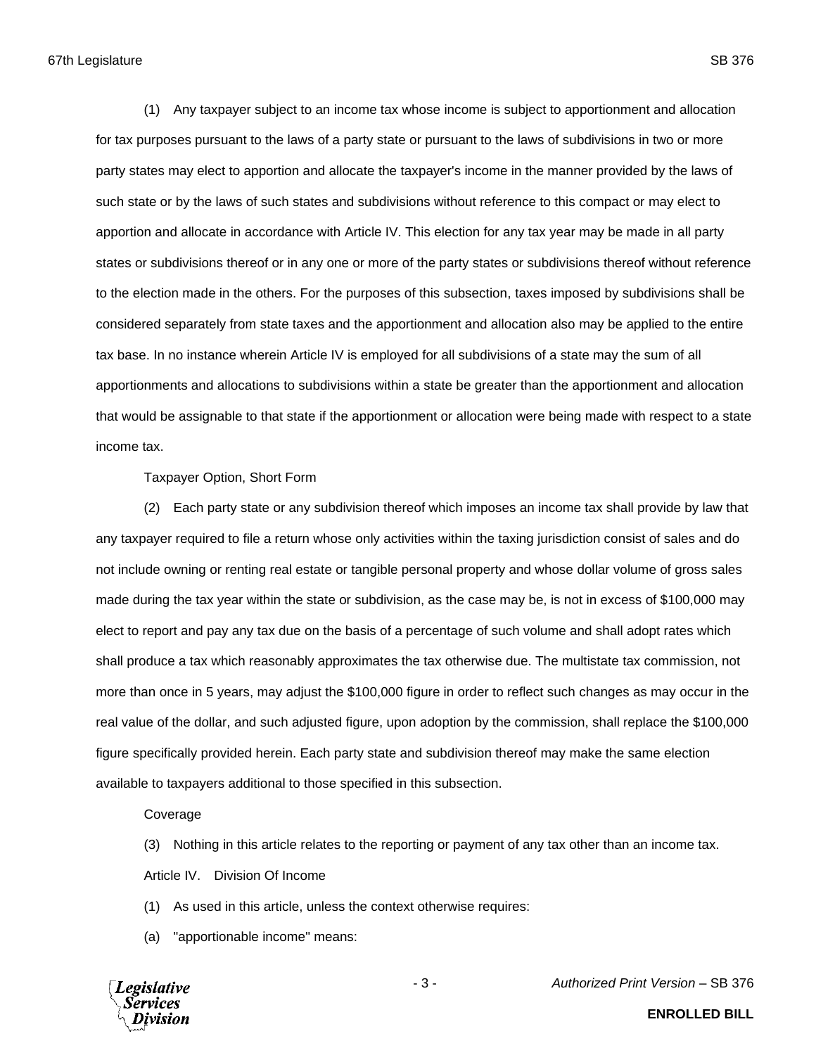(1) Any taxpayer subject to an income tax whose income is subject to apportionment and allocation for tax purposes pursuant to the laws of a party state or pursuant to the laws of subdivisions in two or more party states may elect to apportion and allocate the taxpayer's income in the manner provided by the laws of such state or by the laws of such states and subdivisions without reference to this compact or may elect to apportion and allocate in accordance with Article IV. This election for any tax year may be made in all party states or subdivisions thereof or in any one or more of the party states or subdivisions thereof without reference to the election made in the others. For the purposes of this subsection, taxes imposed by subdivisions shall be considered separately from state taxes and the apportionment and allocation also may be applied to the entire tax base. In no instance wherein Article IV is employed for all subdivisions of a state may the sum of all apportionments and allocations to subdivisions within a state be greater than the apportionment and allocation that would be assignable to that state if the apportionment or allocation were being made with respect to a state income tax.

Taxpayer Option, Short Form

(2) Each party state or any subdivision thereof which imposes an income tax shall provide by law that any taxpayer required to file a return whose only activities within the taxing jurisdiction consist of sales and do not include owning or renting real estate or tangible personal property and whose dollar volume of gross sales made during the tax year within the state or subdivision, as the case may be, is not in excess of $100,000 may elect to report and pay any tax due on the basis of a percentage of such volume and shall adopt rates which shall produce a tax which reasonably approximates the tax otherwise due. The multistate tax commission, not more than once in 5 years, may adjust the $100,000 figure in order to reflect such changes as may occur in the real value of the dollar, and such adjusted figure, upon adoption by the commission, shall replace the $100,000 figure specifically provided herein. Each party state and subdivision thereof may make the same election available to taxpayers additional to those specified in this subsection.

Coverage

(3) Nothing in this article relates to the reporting or payment of any tax other than an income tax.

Article IV. Division Of Income

(1) As used in this article, unless the context otherwise requires:

(a) "apportionable income" means: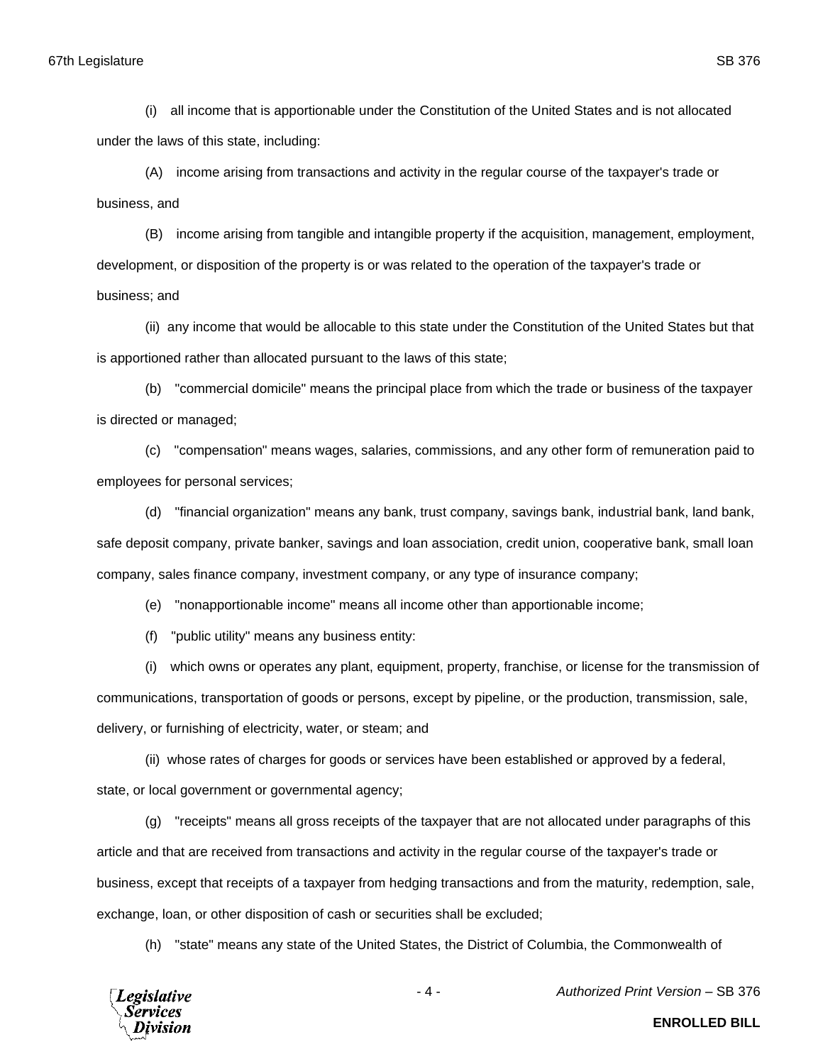(i) all income that is apportionable under the Constitution of the United States and is not allocated under the laws of this state, including:

(A) income arising from transactions and activity in the regular course of the taxpayer's trade or business, and

(B) income arising from tangible and intangible property if the acquisition, management, employment, development, or disposition of the property is or was related to the operation of the taxpayer's trade or business; and

(ii) any income that would be allocable to this state under the Constitution of the United States but that is apportioned rather than allocated pursuant to the laws of this state;

(b) "commercial domicile" means the principal place from which the trade or business of the taxpayer is directed or managed;

(c) "compensation" means wages, salaries, commissions, and any other form of remuneration paid to employees for personal services;

(d) "financial organization" means any bank, trust company, savings bank, industrial bank, land bank, safe deposit company, private banker, savings and loan association, credit union, cooperative bank, small loan company, sales finance company, investment company, or any type of insurance company;

(e) "nonapportionable income" means all income other than apportionable income;

(f) "public utility" means any business entity:

(i) which owns or operates any plant, equipment, property, franchise, or license for the transmission of communications, transportation of goods or persons, except by pipeline, or the production, transmission, sale, delivery, or furnishing of electricity, water, or steam; and

(ii) whose rates of charges for goods or services have been established or approved by a federal, state, or local government or governmental agency;

(g) "receipts" means all gross receipts of the taxpayer that are not allocated under paragraphs of this article and that are received from transactions and activity in the regular course of the taxpayer's trade or business, except that receipts of a taxpayer from hedging transactions and from the maturity, redemption, sale, exchange, loan, or other disposition of cash or securities shall be excluded;

(h) "state" means any state of the United States, the District of Columbia, the Commonwealth of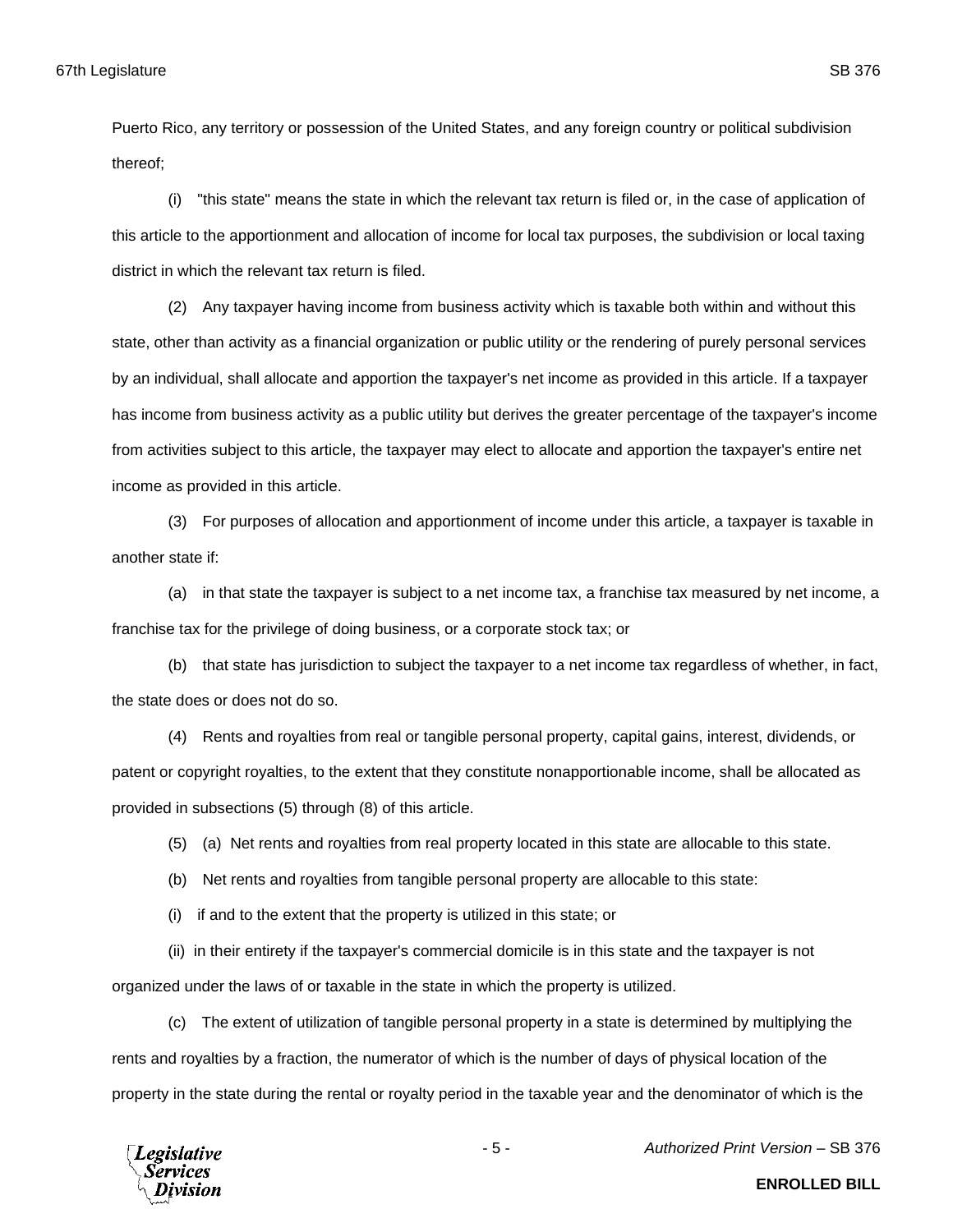Puerto Rico, any territory or possession of the United States, and any foreign country or political subdivision thereof;

(i) "this state" means the state in which the relevant tax return is filed or, in the case of application of this article to the apportionment and allocation of income for local tax purposes, the subdivision or local taxing district in which the relevant tax return is filed.

(2) Any taxpayer having income from business activity which is taxable both within and without this state, other than activity as a financial organization or public utility or the rendering of purely personal services by an individual, shall allocate and apportion the taxpayer's net income as provided in this article. If a taxpayer has income from business activity as a public utility but derives the greater percentage of the taxpayer's income from activities subject to this article, the taxpayer may elect to allocate and apportion the taxpayer's entire net income as provided in this article.

(3) For purposes of allocation and apportionment of income under this article, a taxpayer is taxable in another state if:

(a) in that state the taxpayer is subject to a net income tax, a franchise tax measured by net income, a franchise tax for the privilege of doing business, or a corporate stock tax; or

(b) that state has jurisdiction to subject the taxpayer to a net income tax regardless of whether, in fact, the state does or does not do so.

(4) Rents and royalties from real or tangible personal property, capital gains, interest, dividends, or patent or copyright royalties, to the extent that they constitute nonapportionable income, shall be allocated as provided in subsections (5) through (8) of this article.

(5) (a) Net rents and royalties from real property located in this state are allocable to this state.

(b) Net rents and royalties from tangible personal property are allocable to this state:

(i) if and to the extent that the property is utilized in this state; or

(ii) in their entirety if the taxpayer's commercial domicile is in this state and the taxpayer is not organized under the laws of or taxable in the state in which the property is utilized.

(c) The extent of utilization of tangible personal property in a state is determined by multiplying the rents and royalties by a fraction, the numerator of which is the number of days of physical location of the property in the state during the rental or royalty period in the taxable year and the denominator of which is the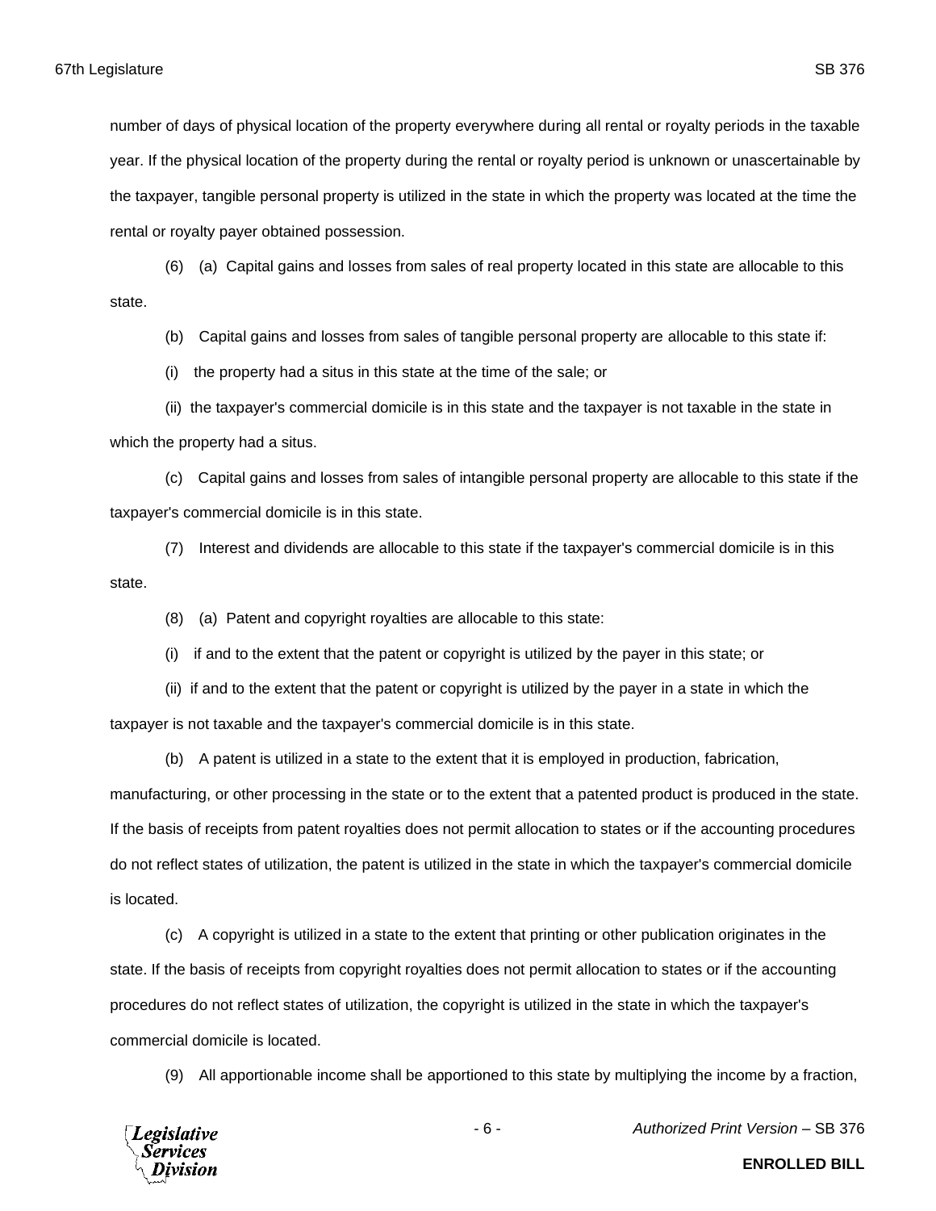number of days of physical location of the property everywhere during all rental or royalty periods in the taxable year. If the physical location of the property during the rental or royalty period is unknown or unascertainable by the taxpayer, tangible personal property is utilized in the state in which the property was located at the time the rental or royalty payer obtained possession.

(6) (a) Capital gains and losses from sales of real property located in this state are allocable to this state.

(b) Capital gains and losses from sales of tangible personal property are allocable to this state if:

(i) the property had a situs in this state at the time of the sale; or

(ii) the taxpayer's commercial domicile is in this state and the taxpayer is not taxable in the state in which the property had a situs.

(c) Capital gains and losses from sales of intangible personal property are allocable to this state if the taxpayer's commercial domicile is in this state.

(7) Interest and dividends are allocable to this state if the taxpayer's commercial domicile is in this state.

(8) (a) Patent and copyright royalties are allocable to this state:

(i) if and to the extent that the patent or copyright is utilized by the payer in this state; or

(ii) if and to the extent that the patent or copyright is utilized by the payer in a state in which the taxpayer is not taxable and the taxpayer's commercial domicile is in this state.

(b) A patent is utilized in a state to the extent that it is employed in production, fabrication, manufacturing, or other processing in the state or to the extent that a patented product is produced in the state. If the basis of receipts from patent royalties does not permit allocation to states or if the accounting procedures do not reflect states of utilization, the patent is utilized in the state in which the taxpayer's commercial domicile is located.

(c) A copyright is utilized in a state to the extent that printing or other publication originates in the state. If the basis of receipts from copyright royalties does not permit allocation to states or if the accounting procedures do not reflect states of utilization, the copyright is utilized in the state in which the taxpayer's commercial domicile is located.

(9) All apportionable income shall be apportioned to this state by multiplying the income by a fraction,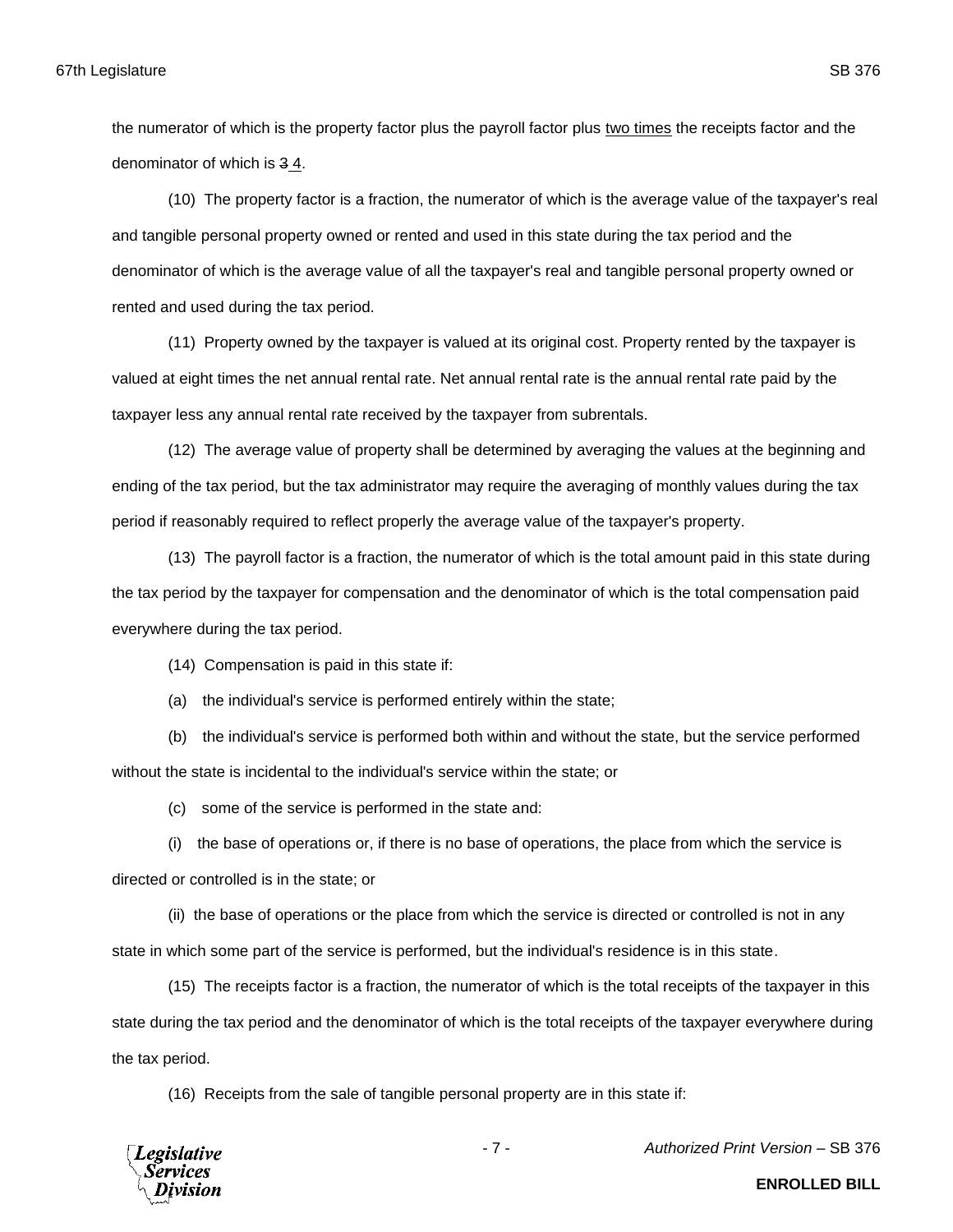the numerator of which is the property factor plus the payroll factor plus <u>two times</u> the receipts factor and the denominator of which is ~~3~~ <u>4</u>.

(10) The property factor is a fraction, the numerator of which is the average value of the taxpayer's real and tangible personal property owned or rented and used in this state during the tax period and the denominator of which is the average value of all the taxpayer's real and tangible personal property owned or rented and used during the tax period.

(11) Property owned by the taxpayer is valued at its original cost. Property rented by the taxpayer is valued at eight times the net annual rental rate. Net annual rental rate is the annual rental rate paid by the taxpayer less any annual rental rate received by the taxpayer from subrentals.

(12) The average value of property shall be determined by averaging the values at the beginning and ending of the tax period, but the tax administrator may require the averaging of monthly values during the tax period if reasonably required to reflect properly the average value of the taxpayer's property.

(13) The payroll factor is a fraction, the numerator of which is the total amount paid in this state during the tax period by the taxpayer for compensation and the denominator of which is the total compensation paid everywhere during the tax period.

(14) Compensation is paid in this state if:

(a) the individual's service is performed entirely within the state;

(b) the individual's service is performed both within and without the state, but the service performed without the state is incidental to the individual's service within the state; or

(c) some of the service is performed in the state and:

(i) the base of operations or, if there is no base of operations, the place from which the service is directed or controlled is in the state; or

(ii) the base of operations or the place from which the service is directed or controlled is not in any state in which some part of the service is performed, but the individual's residence is in this state.

(15) The receipts factor is a fraction, the numerator of which is the total receipts of the taxpayer in this state during the tax period and the denominator of which is the total receipts of the taxpayer everywhere during the tax period.

(16) Receipts from the sale of tangible personal property are in this state if: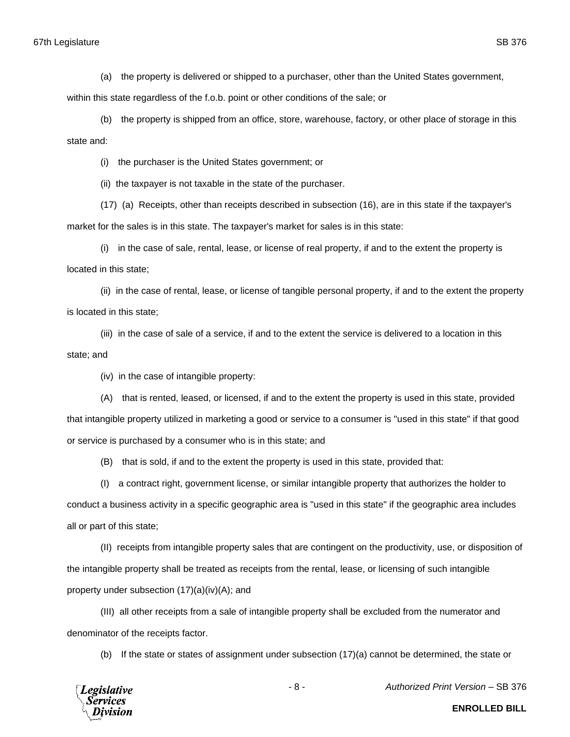(a) the property is delivered or shipped to a purchaser, other than the United States government, within this state regardless of the f.o.b. point or other conditions of the sale; or

(b) the property is shipped from an office, store, warehouse, factory, or other place of storage in this state and:

(i) the purchaser is the United States government; or

(ii) the taxpayer is not taxable in the state of the purchaser.

(17) (a) Receipts, other than receipts described in subsection (16), are in this state if the taxpayer's market for the sales is in this state. The taxpayer's market for sales is in this state:

(i) in the case of sale, rental, lease, or license of real property, if and to the extent the property is located in this state;

(ii) in the case of rental, lease, or license of tangible personal property, if and to the extent the property is located in this state;

(iii) in the case of sale of a service, if and to the extent the service is delivered to a location in this state; and

(iv) in the case of intangible property:

(A) that is rented, leased, or licensed, if and to the extent the property is used in this state, provided that intangible property utilized in marketing a good or service to a consumer is "used in this state" if that good or service is purchased by a consumer who is in this state; and

(B) that is sold, if and to the extent the property is used in this state, provided that:

(I) a contract right, government license, or similar intangible property that authorizes the holder to conduct a business activity in a specific geographic area is "used in this state" if the geographic area includes all or part of this state;

(II) receipts from intangible property sales that are contingent on the productivity, use, or disposition of the intangible property shall be treated as receipts from the rental, lease, or licensing of such intangible property under subsection (17)(a)(iv)(A); and

(III) all other receipts from a sale of intangible property shall be excluded from the numerator and denominator of the receipts factor.

(b) If the state or states of assignment under subsection (17)(a) cannot be determined, the state or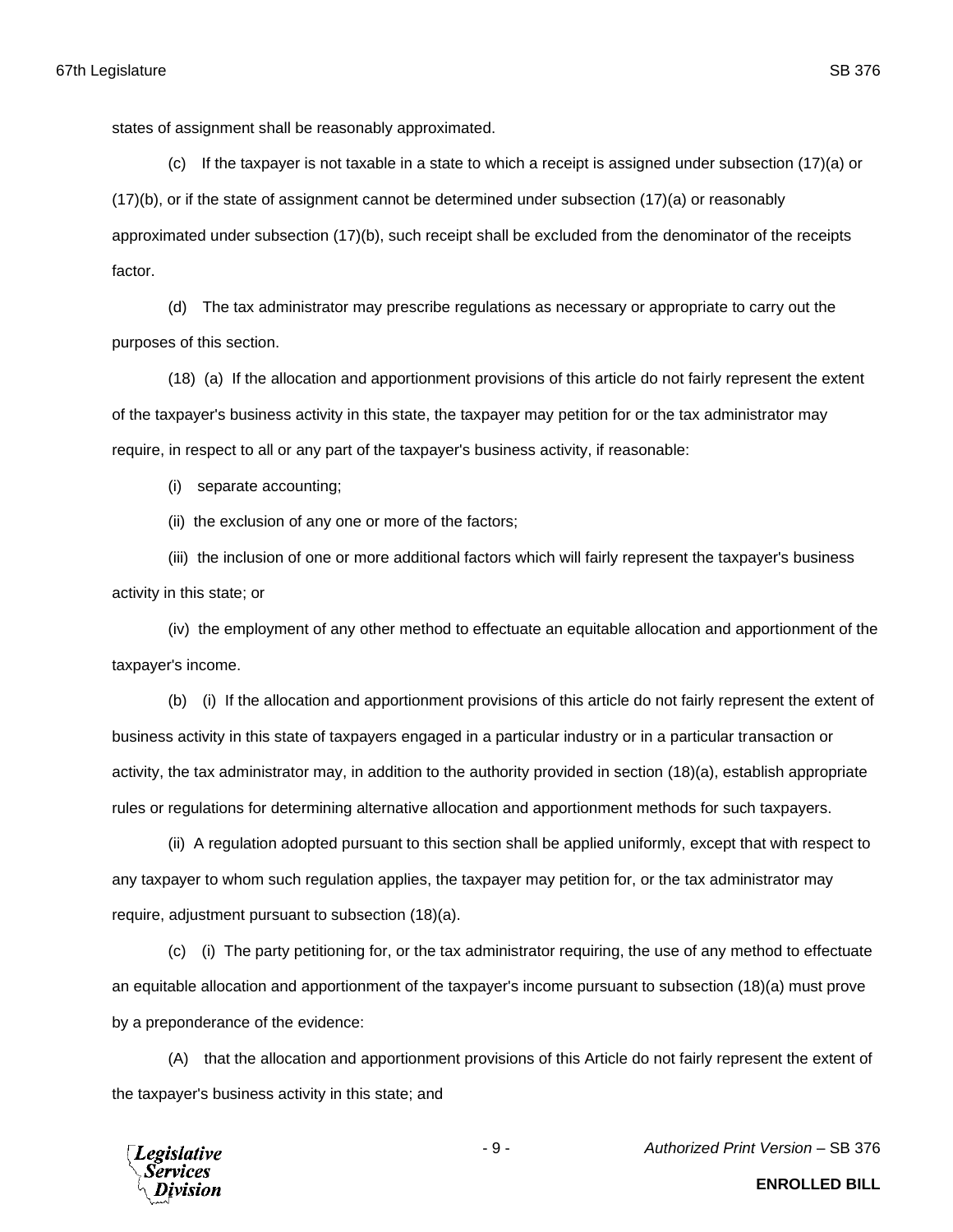states of assignment shall be reasonably approximated.

(c) If the taxpayer is not taxable in a state to which a receipt is assigned under subsection (17)(a) or (17)(b), or if the state of assignment cannot be determined under subsection (17)(a) or reasonably approximated under subsection (17)(b), such receipt shall be excluded from the denominator of the receipts factor.

(d) The tax administrator may prescribe regulations as necessary or appropriate to carry out the purposes of this section.

(18) (a) If the allocation and apportionment provisions of this article do not fairly represent the extent of the taxpayer's business activity in this state, the taxpayer may petition for or the tax administrator may require, in respect to all or any part of the taxpayer's business activity, if reasonable:

(i) separate accounting;

(ii) the exclusion of any one or more of the factors;

(iii) the inclusion of one or more additional factors which will fairly represent the taxpayer's business activity in this state; or

(iv) the employment of any other method to effectuate an equitable allocation and apportionment of the taxpayer's income.

(b) (i) If the allocation and apportionment provisions of this article do not fairly represent the extent of business activity in this state of taxpayers engaged in a particular industry or in a particular transaction or activity, the tax administrator may, in addition to the authority provided in section (18)(a), establish appropriate rules or regulations for determining alternative allocation and apportionment methods for such taxpayers.

(ii) A regulation adopted pursuant to this section shall be applied uniformly, except that with respect to any taxpayer to whom such regulation applies, the taxpayer may petition for, or the tax administrator may require, adjustment pursuant to subsection (18)(a).

(c) (i) The party petitioning for, or the tax administrator requiring, the use of any method to effectuate an equitable allocation and apportionment of the taxpayer's income pursuant to subsection (18)(a) must prove by a preponderance of the evidence:

(A) that the allocation and apportionment provisions of this Article do not fairly represent the extent of the taxpayer's business activity in this state; and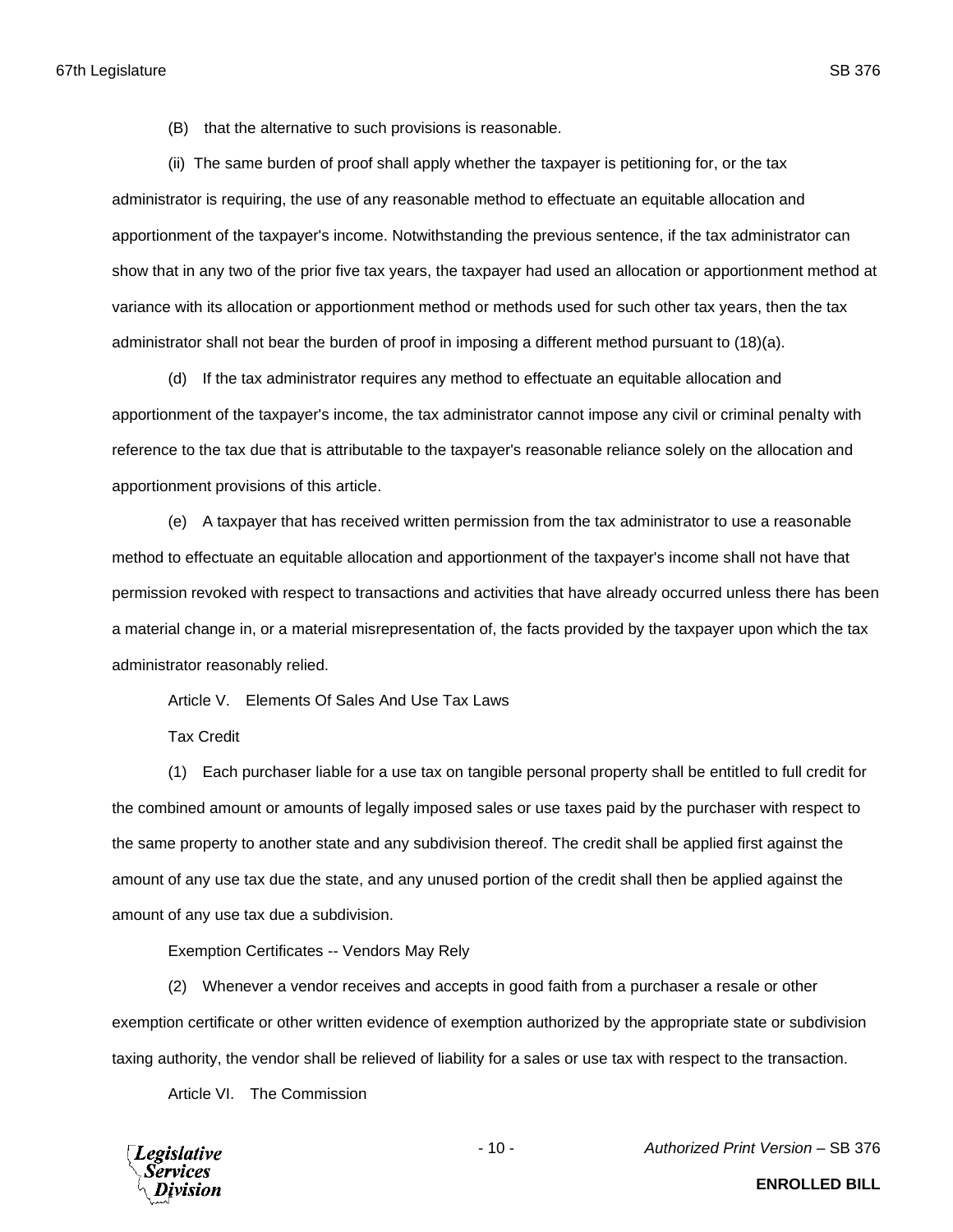(B) that the alternative to such provisions is reasonable.

(ii) The same burden of proof shall apply whether the taxpayer is petitioning for, or the tax administrator is requiring, the use of any reasonable method to effectuate an equitable allocation and apportionment of the taxpayer's income. Notwithstanding the previous sentence, if the tax administrator can show that in any two of the prior five tax years, the taxpayer had used an allocation or apportionment method at variance with its allocation or apportionment method or methods used for such other tax years, then the tax administrator shall not bear the burden of proof in imposing a different method pursuant to (18)(a).

(d) If the tax administrator requires any method to effectuate an equitable allocation and apportionment of the taxpayer's income, the tax administrator cannot impose any civil or criminal penalty with reference to the tax due that is attributable to the taxpayer's reasonable reliance solely on the allocation and apportionment provisions of this article.

(e) A taxpayer that has received written permission from the tax administrator to use a reasonable method to effectuate an equitable allocation and apportionment of the taxpayer's income shall not have that permission revoked with respect to transactions and activities that have already occurred unless there has been a material change in, or a material misrepresentation of, the facts provided by the taxpayer upon which the tax administrator reasonably relied.

Article V. Elements Of Sales And Use Tax Laws

Tax Credit

(1) Each purchaser liable for a use tax on tangible personal property shall be entitled to full credit for the combined amount or amounts of legally imposed sales or use taxes paid by the purchaser with respect to the same property to another state and any subdivision thereof. The credit shall be applied first against the amount of any use tax due the state, and any unused portion of the credit shall then be applied against the amount of any use tax due a subdivision.

Exemption Certificates -- Vendors May Rely

(2) Whenever a vendor receives and accepts in good faith from a purchaser a resale or other exemption certificate or other written evidence of exemption authorized by the appropriate state or subdivision taxing authority, the vendor shall be relieved of liability for a sales or use tax with respect to the transaction.

Article VI. The Commission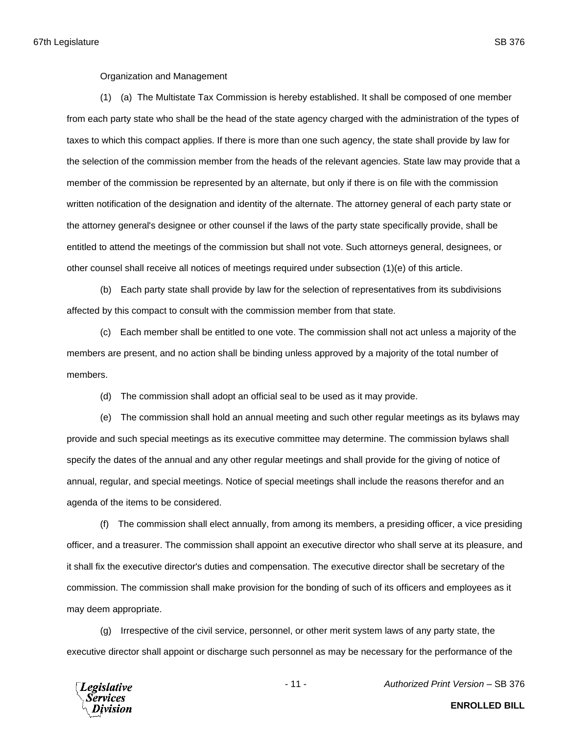Organization and Management

(1) (a) The Multistate Tax Commission is hereby established. It shall be composed of one member from each party state who shall be the head of the state agency charged with the administration of the types of taxes to which this compact applies. If there is more than one such agency, the state shall provide by law for the selection of the commission member from the heads of the relevant agencies. State law may provide that a member of the commission be represented by an alternate, but only if there is on file with the commission written notification of the designation and identity of the alternate. The attorney general of each party state or the attorney general's designee or other counsel if the laws of the party state specifically provide, shall be entitled to attend the meetings of the commission but shall not vote. Such attorneys general, designees, or other counsel shall receive all notices of meetings required under subsection (1)(e) of this article.

(b) Each party state shall provide by law for the selection of representatives from its subdivisions affected by this compact to consult with the commission member from that state.

(c) Each member shall be entitled to one vote. The commission shall not act unless a majority of the members are present, and no action shall be binding unless approved by a majority of the total number of members.

(d) The commission shall adopt an official seal to be used as it may provide.

(e) The commission shall hold an annual meeting and such other regular meetings as its bylaws may provide and such special meetings as its executive committee may determine. The commission bylaws shall specify the dates of the annual and any other regular meetings and shall provide for the giving of notice of annual, regular, and special meetings. Notice of special meetings shall include the reasons therefor and an agenda of the items to be considered.

(f) The commission shall elect annually, from among its members, a presiding officer, a vice presiding officer, and a treasurer. The commission shall appoint an executive director who shall serve at its pleasure, and it shall fix the executive director's duties and compensation. The executive director shall be secretary of the commission. The commission shall make provision for the bonding of such of its officers and employees as it may deem appropriate.

(g) Irrespective of the civil service, personnel, or other merit system laws of any party state, the executive director shall appoint or discharge such personnel as may be necessary for the performance of the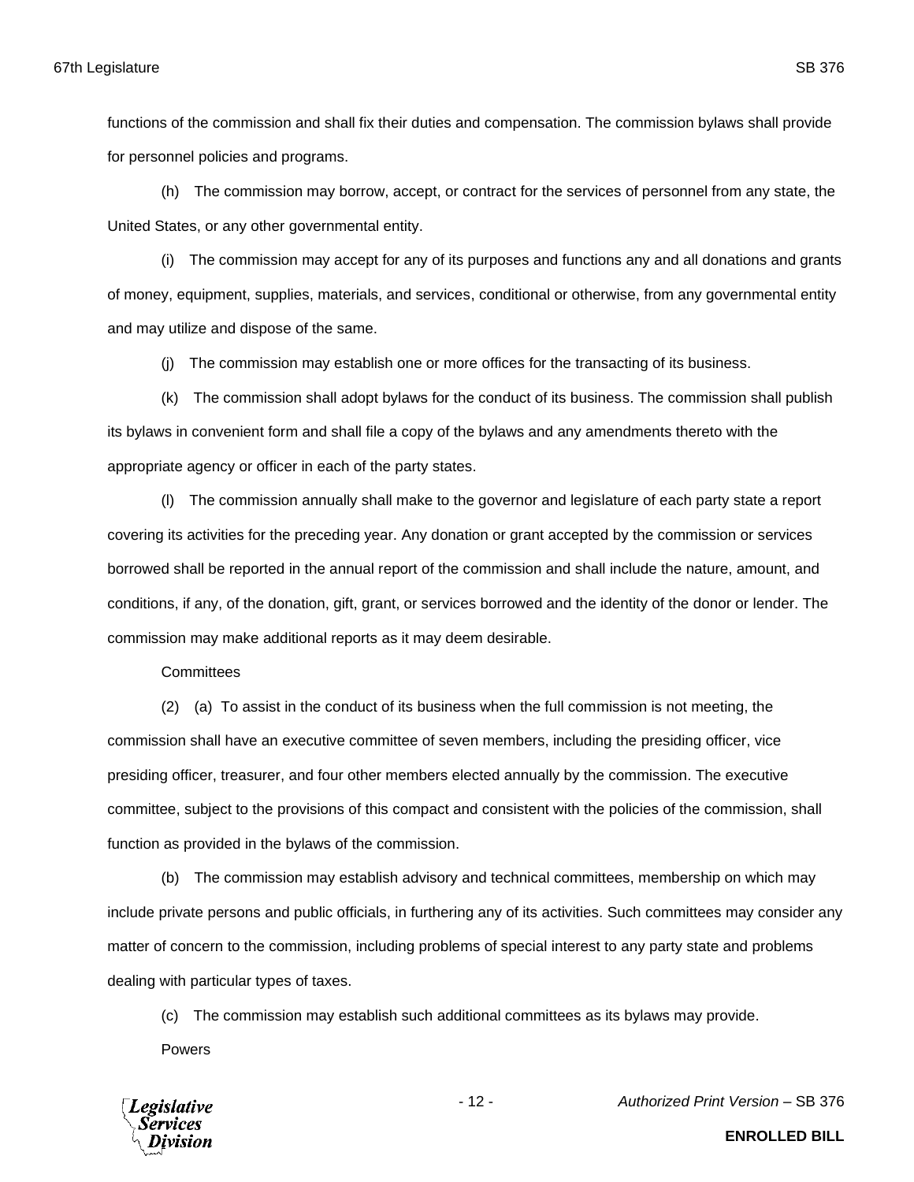functions of the commission and shall fix their duties and compensation. The commission bylaws shall provide for personnel policies and programs.

(h) The commission may borrow, accept, or contract for the services of personnel from any state, the United States, or any other governmental entity.

(i) The commission may accept for any of its purposes and functions any and all donations and grants of money, equipment, supplies, materials, and services, conditional or otherwise, from any governmental entity and may utilize and dispose of the same.

(j) The commission may establish one or more offices for the transacting of its business.

(k) The commission shall adopt bylaws for the conduct of its business. The commission shall publish its bylaws in convenient form and shall file a copy of the bylaws and any amendments thereto with the appropriate agency or officer in each of the party states.

(l) The commission annually shall make to the governor and legislature of each party state a report covering its activities for the preceding year. Any donation or grant accepted by the commission or services borrowed shall be reported in the annual report of the commission and shall include the nature, amount, and conditions, if any, of the donation, gift, grant, or services borrowed and the identity of the donor or lender. The commission may make additional reports as it may deem desirable.

Committees

(2) (a) To assist in the conduct of its business when the full commission is not meeting, the commission shall have an executive committee of seven members, including the presiding officer, vice presiding officer, treasurer, and four other members elected annually by the commission. The executive committee, subject to the provisions of this compact and consistent with the policies of the commission, shall function as provided in the bylaws of the commission.

(b) The commission may establish advisory and technical committees, membership on which may include private persons and public officials, in furthering any of its activities. Such committees may consider any matter of concern to the commission, including problems of special interest to any party state and problems dealing with particular types of taxes.

(c) The commission may establish such additional committees as its bylaws may provide.

Powers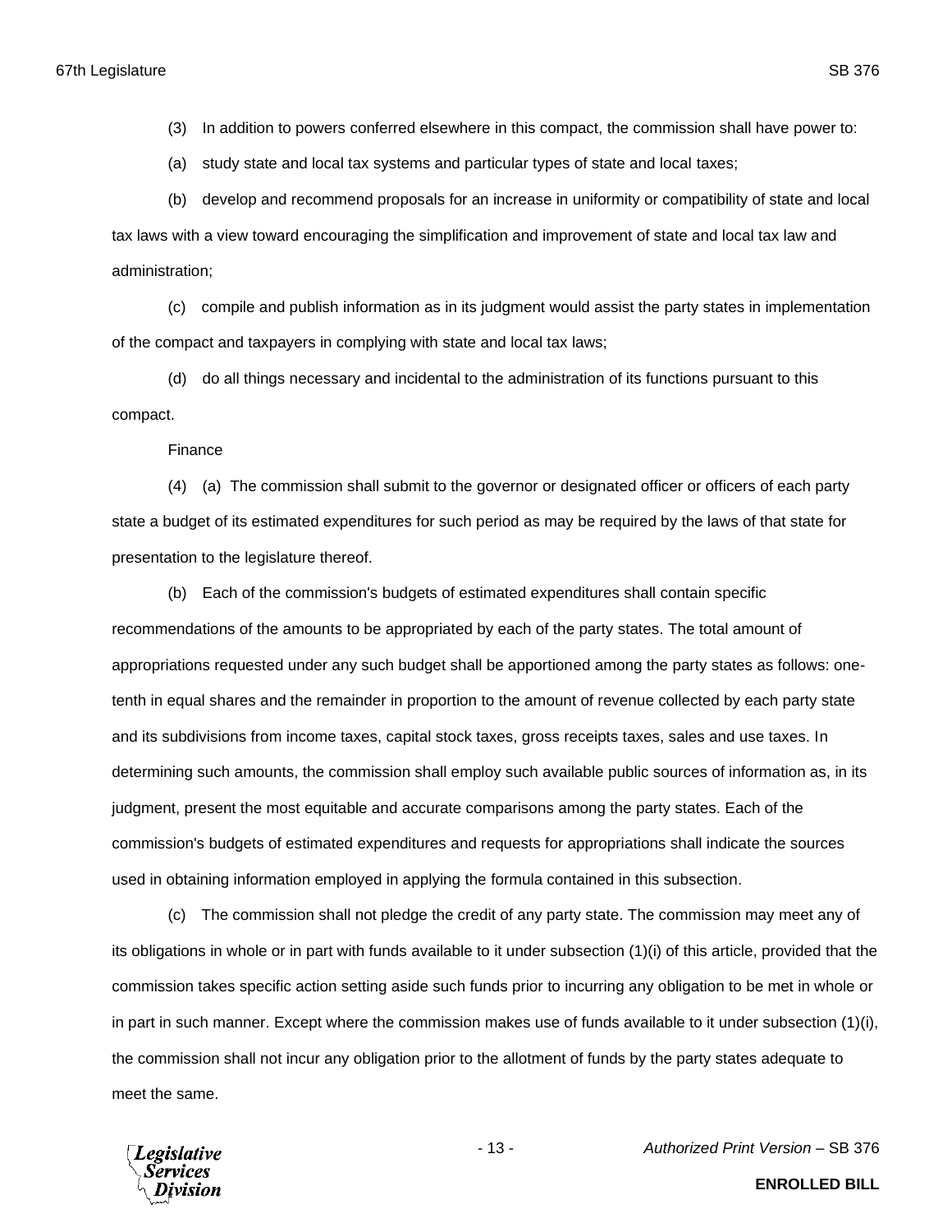(3) In addition to powers conferred elsewhere in this compact, the commission shall have power to:

(a) study state and local tax systems and particular types of state and local taxes;

(b) develop and recommend proposals for an increase in uniformity or compatibility of state and local tax laws with a view toward encouraging the simplification and improvement of state and local tax law and administration;

(c) compile and publish information as in its judgment would assist the party states in implementation of the compact and taxpayers in complying with state and local tax laws;

(d) do all things necessary and incidental to the administration of its functions pursuant to this compact.

Finance

(4) (a) The commission shall submit to the governor or designated officer or officers of each party state a budget of its estimated expenditures for such period as may be required by the laws of that state for presentation to the legislature thereof.

(b) Each of the commission's budgets of estimated expenditures shall contain specific recommendations of the amounts to be appropriated by each of the party states. The total amount of appropriations requested under any such budget shall be apportioned among the party states as follows: one-tenth in equal shares and the remainder in proportion to the amount of revenue collected by each party state and its subdivisions from income taxes, capital stock taxes, gross receipts taxes, sales and use taxes. In determining such amounts, the commission shall employ such available public sources of information as, in its judgment, present the most equitable and accurate comparisons among the party states. Each of the commission's budgets of estimated expenditures and requests for appropriations shall indicate the sources used in obtaining information employed in applying the formula contained in this subsection.

(c) The commission shall not pledge the credit of any party state. The commission may meet any of its obligations in whole or in part with funds available to it under subsection (1)(i) of this article, provided that the commission takes specific action setting aside such funds prior to incurring any obligation to be met in whole or in part in such manner. Except where the commission makes use of funds available to it under subsection (1)(i), the commission shall not incur any obligation prior to the allotment of funds by the party states adequate to meet the same.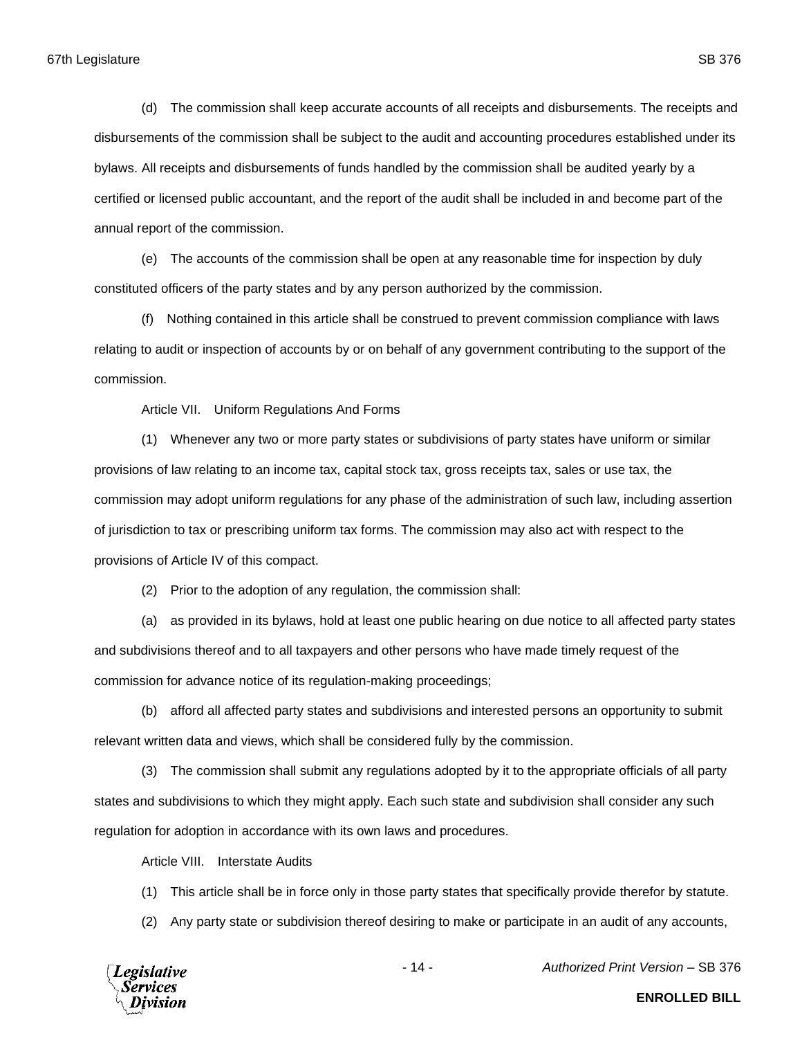(d) The commission shall keep accurate accounts of all receipts and disbursements. The receipts and disbursements of the commission shall be subject to the audit and accounting procedures established under its bylaws. All receipts and disbursements of funds handled by the commission shall be audited yearly by a certified or licensed public accountant, and the report of the audit shall be included in and become part of the annual report of the commission.

(e) The accounts of the commission shall be open at any reasonable time for inspection by duly constituted officers of the party states and by any person authorized by the commission.

(f) Nothing contained in this article shall be construed to prevent commission compliance with laws relating to audit or inspection of accounts by or on behalf of any government contributing to the support of the commission.

Article VII. Uniform Regulations And Forms

(1) Whenever any two or more party states or subdivisions of party states have uniform or similar provisions of law relating to an income tax, capital stock tax, gross receipts tax, sales or use tax, the commission may adopt uniform regulations for any phase of the administration of such law, including assertion of jurisdiction to tax or prescribing uniform tax forms. The commission may also act with respect to the provisions of Article IV of this compact.

(2) Prior to the adoption of any regulation, the commission shall:

(a) as provided in its bylaws, hold at least one public hearing on due notice to all affected party states and subdivisions thereof and to all taxpayers and other persons who have made timely request of the commission for advance notice of its regulation-making proceedings;

(b) afford all affected party states and subdivisions and interested persons an opportunity to submit relevant written data and views, which shall be considered fully by the commission.

(3) The commission shall submit any regulations adopted by it to the appropriate officials of all party states and subdivisions to which they might apply. Each such state and subdivision shall consider any such regulation for adoption in accordance with its own laws and procedures.

Article VIII. Interstate Audits

(1) This article shall be in force only in those party states that specifically provide therefor by statute.

(2) Any party state or subdivision thereof desiring to make or participate in an audit of any accounts,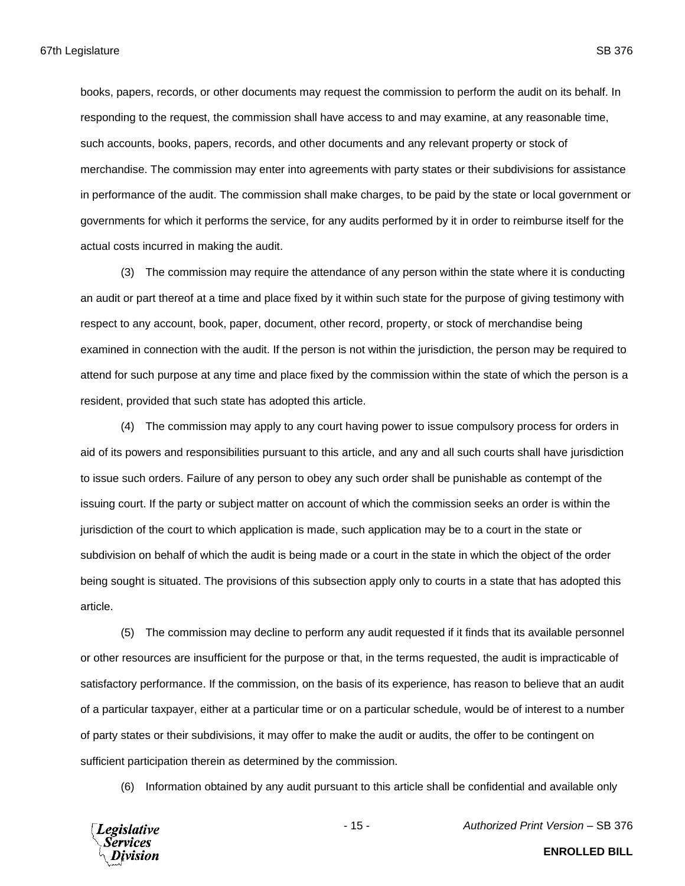books, papers, records, or other documents may request the commission to perform the audit on its behalf. In responding to the request, the commission shall have access to and may examine, at any reasonable time, such accounts, books, papers, records, and other documents and any relevant property or stock of merchandise. The commission may enter into agreements with party states or their subdivisions for assistance in performance of the audit. The commission shall make charges, to be paid by the state or local government or governments for which it performs the service, for any audits performed by it in order to reimburse itself for the actual costs incurred in making the audit.

(3) The commission may require the attendance of any person within the state where it is conducting an audit or part thereof at a time and place fixed by it within such state for the purpose of giving testimony with respect to any account, book, paper, document, other record, property, or stock of merchandise being examined in connection with the audit. If the person is not within the jurisdiction, the person may be required to attend for such purpose at any time and place fixed by the commission within the state of which the person is a resident, provided that such state has adopted this article.

(4) The commission may apply to any court having power to issue compulsory process for orders in aid of its powers and responsibilities pursuant to this article, and any and all such courts shall have jurisdiction to issue such orders. Failure of any person to obey any such order shall be punishable as contempt of the issuing court. If the party or subject matter on account of which the commission seeks an order is within the jurisdiction of the court to which application is made, such application may be to a court in the state or subdivision on behalf of which the audit is being made or a court in the state in which the object of the order being sought is situated. The provisions of this subsection apply only to courts in a state that has adopted this article.

(5) The commission may decline to perform any audit requested if it finds that its available personnel or other resources are insufficient for the purpose or that, in the terms requested, the audit is impracticable of satisfactory performance. If the commission, on the basis of its experience, has reason to believe that an audit of a particular taxpayer, either at a particular time or on a particular schedule, would be of interest to a number of party states or their subdivisions, it may offer to make the audit or audits, the offer to be contingent on sufficient participation therein as determined by the commission.

(6) Information obtained by any audit pursuant to this article shall be confidential and available only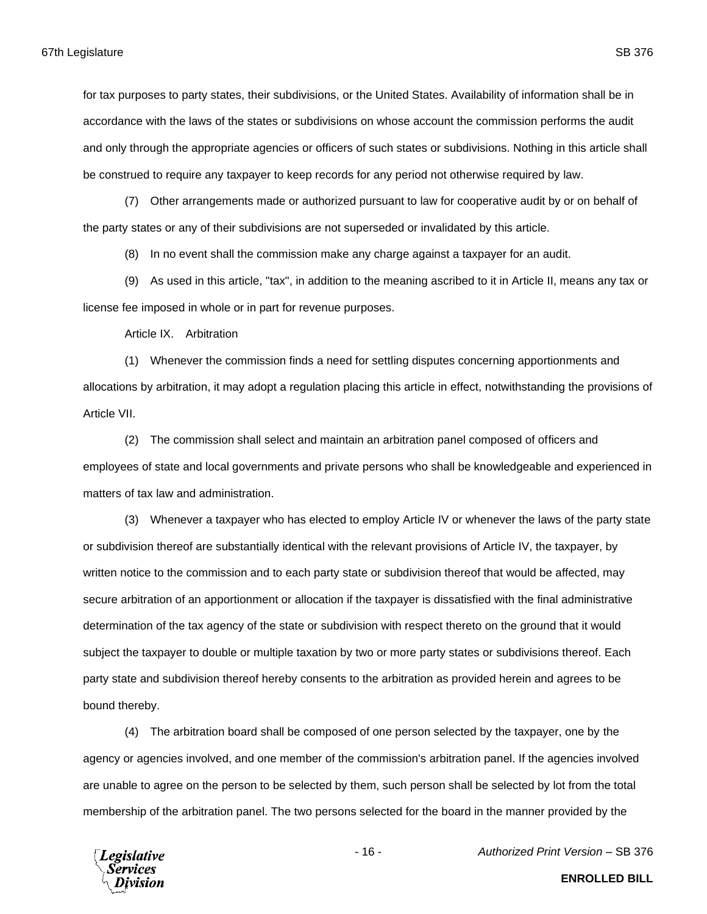for tax purposes to party states, their subdivisions, or the United States. Availability of information shall be in accordance with the laws of the states or subdivisions on whose account the commission performs the audit and only through the appropriate agencies or officers of such states or subdivisions. Nothing in this article shall be construed to require any taxpayer to keep records for any period not otherwise required by law.

(7) Other arrangements made or authorized pursuant to law for cooperative audit by or on behalf of the party states or any of their subdivisions are not superseded or invalidated by this article.

(8) In no event shall the commission make any charge against a taxpayer for an audit.

(9) As used in this article, "tax", in addition to the meaning ascribed to it in Article II, means any tax or license fee imposed in whole or in part for revenue purposes.

Article IX. Arbitration

(1) Whenever the commission finds a need for settling disputes concerning apportionments and allocations by arbitration, it may adopt a regulation placing this article in effect, notwithstanding the provisions of Article VII.

(2) The commission shall select and maintain an arbitration panel composed of officers and employees of state and local governments and private persons who shall be knowledgeable and experienced in matters of tax law and administration.

(3) Whenever a taxpayer who has elected to employ Article IV or whenever the laws of the party state or subdivision thereof are substantially identical with the relevant provisions of Article IV, the taxpayer, by written notice to the commission and to each party state or subdivision thereof that would be affected, may secure arbitration of an apportionment or allocation if the taxpayer is dissatisfied with the final administrative determination of the tax agency of the state or subdivision with respect thereto on the ground that it would subject the taxpayer to double or multiple taxation by two or more party states or subdivisions thereof. Each party state and subdivision thereof hereby consents to the arbitration as provided herein and agrees to be bound thereby.

(4) The arbitration board shall be composed of one person selected by the taxpayer, one by the agency or agencies involved, and one member of the commission's arbitration panel. If the agencies involved are unable to agree on the person to be selected by them, such person shall be selected by lot from the total membership of the arbitration panel. The two persons selected for the board in the manner provided by the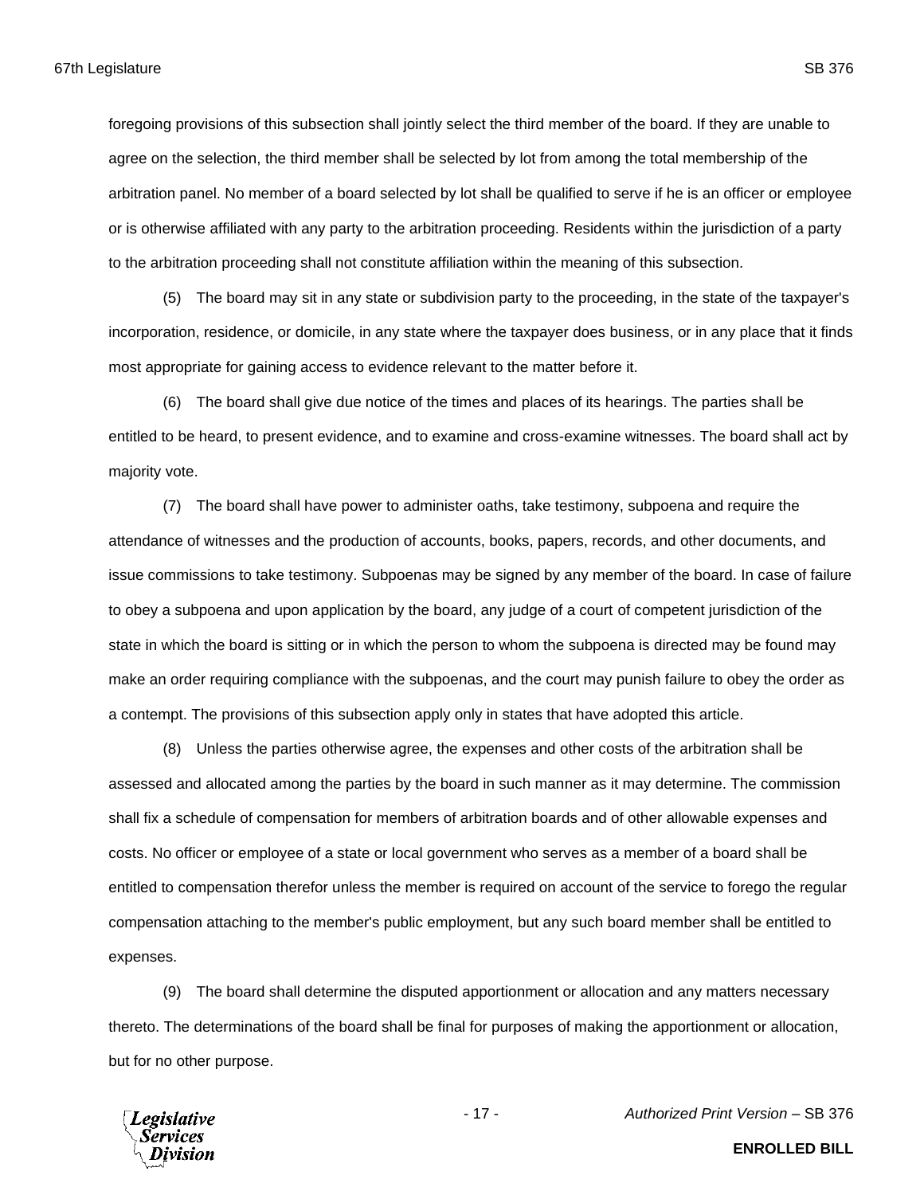foregoing provisions of this subsection shall jointly select the third member of the board. If they are unable to agree on the selection, the third member shall be selected by lot from among the total membership of the arbitration panel. No member of a board selected by lot shall be qualified to serve if he is an officer or employee or is otherwise affiliated with any party to the arbitration proceeding. Residents within the jurisdiction of a party to the arbitration proceeding shall not constitute affiliation within the meaning of this subsection.

(5) The board may sit in any state or subdivision party to the proceeding, in the state of the taxpayer's incorporation, residence, or domicile, in any state where the taxpayer does business, or in any place that it finds most appropriate for gaining access to evidence relevant to the matter before it.

(6) The board shall give due notice of the times and places of its hearings. The parties shall be entitled to be heard, to present evidence, and to examine and cross-examine witnesses. The board shall act by majority vote.

(7) The board shall have power to administer oaths, take testimony, subpoena and require the attendance of witnesses and the production of accounts, books, papers, records, and other documents, and issue commissions to take testimony. Subpoenas may be signed by any member of the board. In case of failure to obey a subpoena and upon application by the board, any judge of a court of competent jurisdiction of the state in which the board is sitting or in which the person to whom the subpoena is directed may be found may make an order requiring compliance with the subpoenas, and the court may punish failure to obey the order as a contempt. The provisions of this subsection apply only in states that have adopted this article.

(8) Unless the parties otherwise agree, the expenses and other costs of the arbitration shall be assessed and allocated among the parties by the board in such manner as it may determine. The commission shall fix a schedule of compensation for members of arbitration boards and of other allowable expenses and costs. No officer or employee of a state or local government who serves as a member of a board shall be entitled to compensation therefor unless the member is required on account of the service to forego the regular compensation attaching to the member's public employment, but any such board member shall be entitled to expenses.

(9) The board shall determine the disputed apportionment or allocation and any matters necessary thereto. The determinations of the board shall be final for purposes of making the apportionment or allocation, but for no other purpose.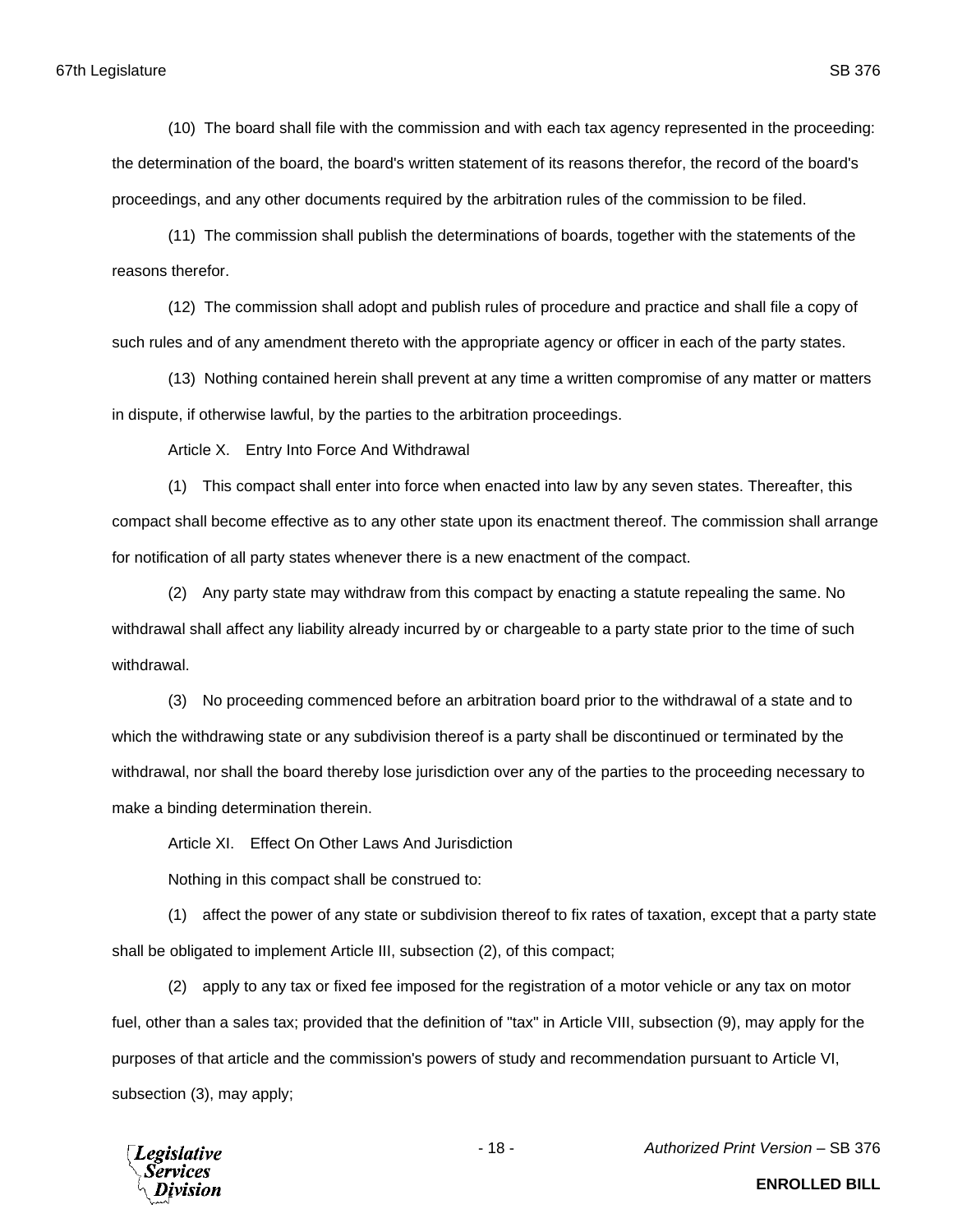(10) The board shall file with the commission and with each tax agency represented in the proceeding: the determination of the board, the board's written statement of its reasons therefor, the record of the board's proceedings, and any other documents required by the arbitration rules of the commission to be filed.

(11) The commission shall publish the determinations of boards, together with the statements of the reasons therefor.

(12) The commission shall adopt and publish rules of procedure and practice and shall file a copy of such rules and of any amendment thereto with the appropriate agency or officer in each of the party states.

(13) Nothing contained herein shall prevent at any time a written compromise of any matter or matters in dispute, if otherwise lawful, by the parties to the arbitration proceedings.

Article X. Entry Into Force And Withdrawal

(1) This compact shall enter into force when enacted into law by any seven states. Thereafter, this compact shall become effective as to any other state upon its enactment thereof. The commission shall arrange for notification of all party states whenever there is a new enactment of the compact.

(2) Any party state may withdraw from this compact by enacting a statute repealing the same. No withdrawal shall affect any liability already incurred by or chargeable to a party state prior to the time of such withdrawal.

(3) No proceeding commenced before an arbitration board prior to the withdrawal of a state and to which the withdrawing state or any subdivision thereof is a party shall be discontinued or terminated by the withdrawal, nor shall the board thereby lose jurisdiction over any of the parties to the proceeding necessary to make a binding determination therein.

Article XI. Effect On Other Laws And Jurisdiction

Nothing in this compact shall be construed to:

(1) affect the power of any state or subdivision thereof to fix rates of taxation, except that a party state shall be obligated to implement Article III, subsection (2), of this compact;

(2) apply to any tax or fixed fee imposed for the registration of a motor vehicle or any tax on motor fuel, other than a sales tax; provided that the definition of "tax" in Article VIII, subsection (9), may apply for the purposes of that article and the commission's powers of study and recommendation pursuant to Article VI, subsection (3), may apply;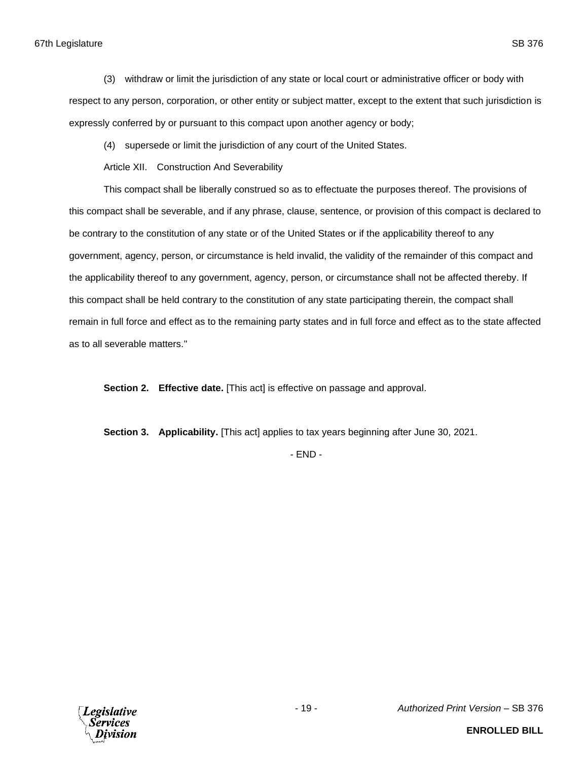(3) withdraw or limit the jurisdiction of any state or local court or administrative officer or body with respect to any person, corporation, or other entity or subject matter, except to the extent that such jurisdiction is expressly conferred by or pursuant to this compact upon another agency or body;

(4) supersede or limit the jurisdiction of any court of the United States.

Article XII. Construction And Severability

This compact shall be liberally construed so as to effectuate the purposes thereof. The provisions of this compact shall be severable, and if any phrase, clause, sentence, or provision of this compact is declared to be contrary to the constitution of any state or of the United States or if the applicability thereof to any government, agency, person, or circumstance is held invalid, the validity of the remainder of this compact and the applicability thereof to any government, agency, person, or circumstance shall not be affected thereby. If this compact shall be held contrary to the constitution of any state participating therein, the compact shall remain in full force and effect as to the remaining party states and in full force and effect as to the state affected as to all severable matters."

**Section 2. Effective date.** [This act] is effective on passage and approval.

**Section 3. Applicability.** [This act] applies to tax years beginning after June 30, 2021.

- END -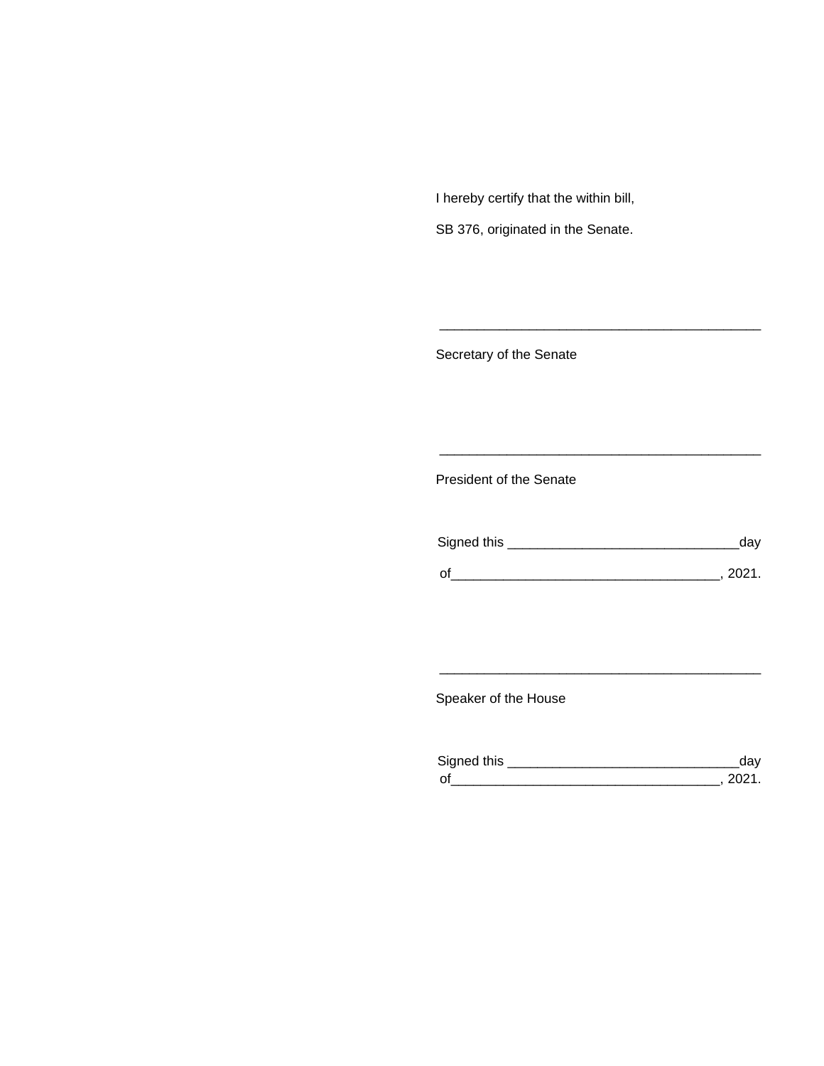I hereby certify that the within bill,

SB 376, originated in the Senate.

\_\_\_\_\_\_\_\_\_\_\_\_\_\_\_\_\_\_\_\_\_\_\_\_\_\_\_\_\_\_\_\_\_\_\_\_\_\_\_\_\_\_\_\_

Secretary of the Senate

\_\_\_\_\_\_\_\_\_\_\_\_\_\_\_\_\_\_\_\_\_\_\_\_\_\_\_\_\_\_\_\_\_\_\_\_\_\_\_\_\_\_\_\_

President of the Senate

Signed this \_\_\_\_\_\_\_\_\_\_\_\_\_\_\_\_\_\_\_\_\_\_\_\_\_\_\_\_\_\_\_day

of\_\_\_\_\_\_\_\_\_\_\_\_\_\_\_\_\_\_\_\_\_\_\_\_\_\_\_\_\_\_\_\_\_\_\_\_, 2021.

\_\_\_\_\_\_\_\_\_\_\_\_\_\_\_\_\_\_\_\_\_\_\_\_\_\_\_\_\_\_\_\_\_\_\_\_\_\_\_\_\_\_\_\_

Speaker of the House

Signed this \_\_\_\_\_\_\_\_\_\_\_\_\_\_\_\_\_\_\_\_\_\_\_\_\_\_\_\_\_\_\_day
of\_\_\_\_\_\_\_\_\_\_\_\_\_\_\_\_\_\_\_\_\_\_\_\_\_\_\_\_\_\_\_\_\_\_\_\_, 2021.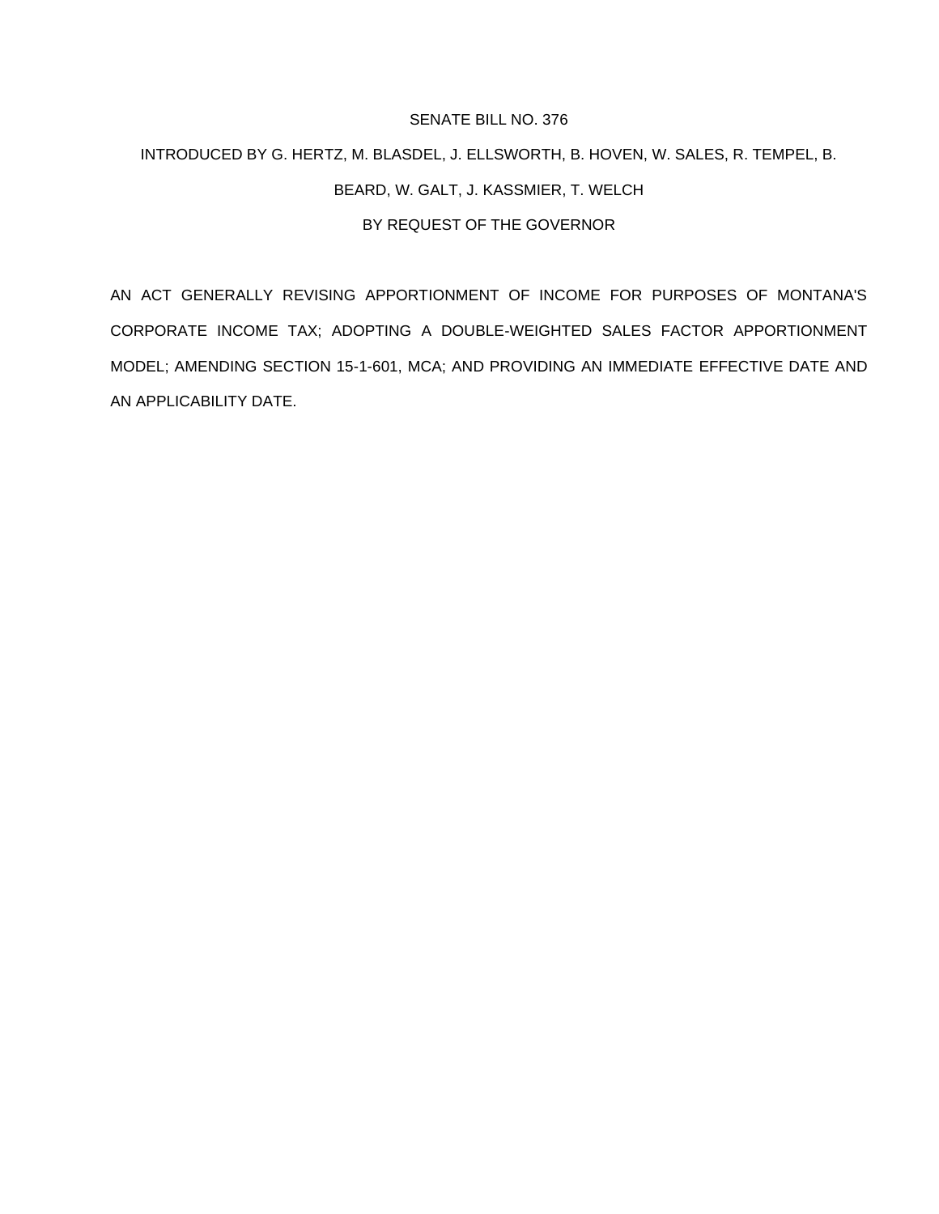SENATE BILL NO. 376

INTRODUCED BY G. HERTZ, M. BLASDEL, J. ELLSWORTH, B. HOVEN, W. SALES, R. TEMPEL, B. BEARD, W. GALT, J. KASSMIER, T. WELCH

BY REQUEST OF THE GOVERNOR

AN ACT GENERALLY REVISING APPORTIONMENT OF INCOME FOR PURPOSES OF MONTANA'S CORPORATE INCOME TAX; ADOPTING A DOUBLE-WEIGHTED SALES FACTOR APPORTIONMENT MODEL; AMENDING SECTION 15-1-601, MCA; AND PROVIDING AN IMMEDIATE EFFECTIVE DATE AND AN APPLICABILITY DATE.